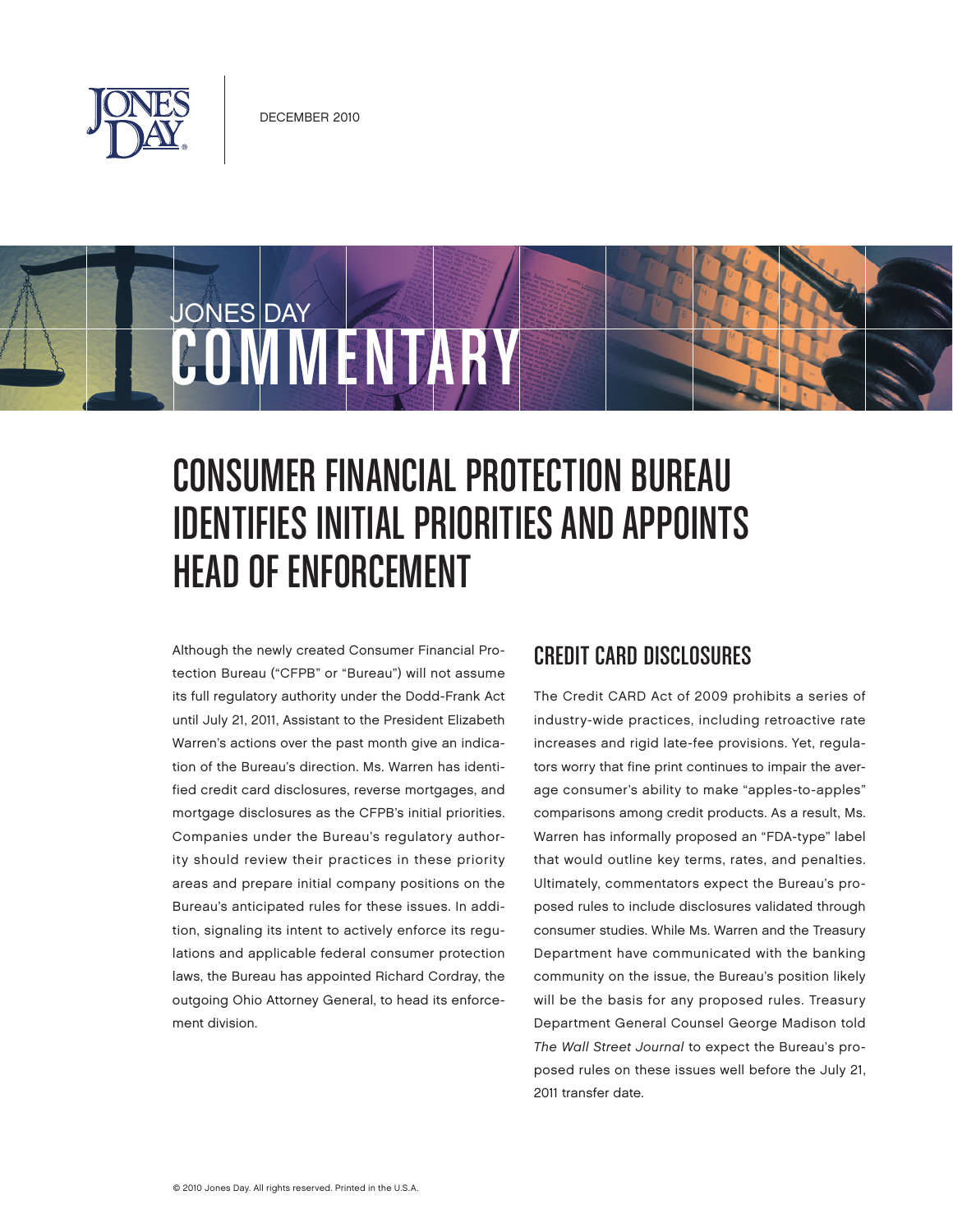DECEMBER 2010

# CONSUMER FINANCIAL PROTECTION BUREAU IDENTIFIES INITIAL PRIORITIES AND APPOINTS HEAD OF ENFORCEMENT

Although the newly created Consumer Financial Protection Bureau ("CFPB" or "Bureau") will not assume its full regulatory authority under the Dodd-Frank Act until July 21, 2011, Assistant to the President Elizabeth Warren's actions over the past month give an indication of the Bureau's direction. Ms. Warren has identified credit card disclosures, reverse mortgages, and mortgage disclosures as the CFPB's initial priorities. Companies under the Bureau's regulatory authority should review their practices in these priority areas and prepare initial company positions on the Bureau's anticipated rules for these issues. In addition, signaling its intent to actively enforce its regulations and applicable federal consumer protection laws, the Bureau has appointed Richard Cordray, the outgoing Ohio Attorney General, to head its enforcement division.

## CREDIT CARD DISCLOSURES

The Credit CARD Act of 2009 prohibits a series of industry-wide practices, including retroactive rate increases and rigid late-fee provisions. Yet, regulators worry that fine print continues to impair the average consumer's ability to make "apples-to-apples" comparisons among credit products. As a result, Ms. Warren has informally proposed an "FDA-type" label that would outline key terms, rates, and penalties. Ultimately, commentators expect the Bureau's proposed rules to include disclosures validated through consumer studies. While Ms. Warren and the Treasury Department have communicated with the banking community on the issue, the Bureau's position likely will be the basis for any proposed rules. Treasury Department General Counsel George Madison told *The Wall Street Journal* to expect the Bureau's proposed rules on these issues well before the July 21, 2011 transfer date.

© 2010 Jones Day. All rights reserved. Printed in the U.S.A.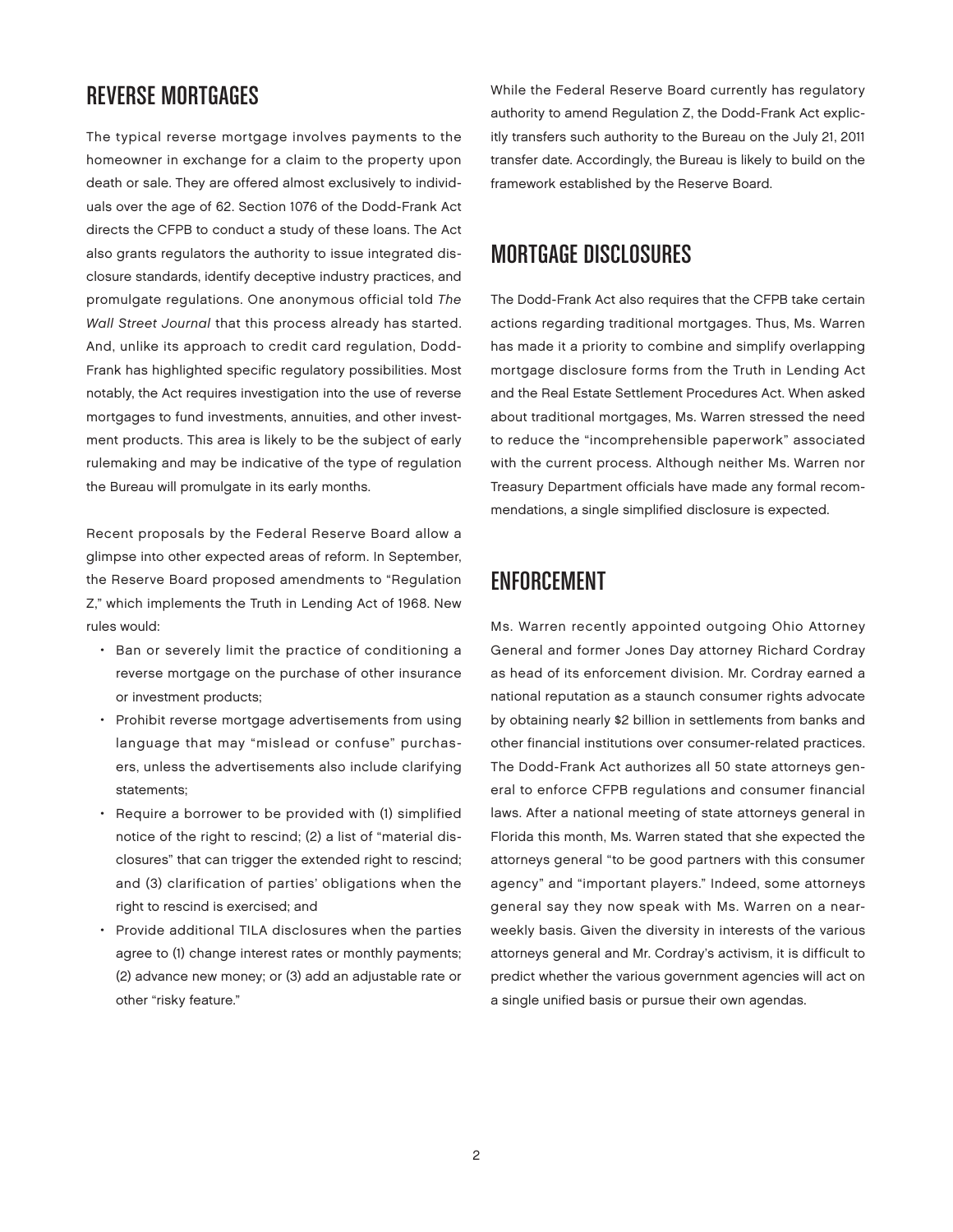## REVERSE MORTGAGES

The typical reverse mortgage involves payments to the homeowner in exchange for a claim to the property upon death or sale. They are offered almost exclusively to individuals over the age of 62. Section 1076 of the Dodd-Frank Act directs the CFPB to conduct a study of these loans. The Act also grants regulators the authority to issue integrated disclosure standards, identify deceptive industry practices, and promulgate regulations. One anonymous official told *The Wall Street Journal* that this process already has started. And, unlike its approach to credit card regulation, Dodd-Frank has highlighted specific regulatory possibilities. Most notably, the Act requires investigation into the use of reverse mortgages to fund investments, annuities, and other investment products. This area is likely to be the subject of early rulemaking and may be indicative of the type of regulation the Bureau will promulgate in its early months.

Recent proposals by the Federal Reserve Board allow a glimpse into other expected areas of reform. In September, the Reserve Board proposed amendments to "Regulation Z," which implements the Truth in Lending Act of 1968. New rules would:

- Ban or severely limit the practice of conditioning a reverse mortgage on the purchase of other insurance or investment products;
- Prohibit reverse mortgage advertisements from using language that may "mislead or confuse" purchasers, unless the advertisements also include clarifying statements;
- Require a borrower to be provided with (1) simplified notice of the right to rescind; (2) a list of "material disclosures" that can trigger the extended right to rescind; and (3) clarification of parties' obligations when the right to rescind is exercised; and
- Provide additional TILA disclosures when the parties agree to (1) change interest rates or monthly payments; (2) advance new money; or (3) add an adjustable rate or other "risky feature."

While the Federal Reserve Board currently has regulatory authority to amend Regulation Z, the Dodd-Frank Act explicitly transfers such authority to the Bureau on the July 21, 2011 transfer date. Accordingly, the Bureau is likely to build on the framework established by the Reserve Board.

## MORTGAGE DISCLOSURES

The Dodd-Frank Act also requires that the CFPB take certain actions regarding traditional mortgages. Thus, Ms. Warren has made it a priority to combine and simplify overlapping mortgage disclosure forms from the Truth in Lending Act and the Real Estate Settlement Procedures Act. When asked about traditional mortgages, Ms. Warren stressed the need to reduce the "incomprehensible paperwork" associated with the current process. Although neither Ms. Warren nor Treasury Department officials have made any formal recommendations, a single simplified disclosure is expected.

## ENFORCEMENT

Ms. Warren recently appointed outgoing Ohio Attorney General and former Jones Day attorney Richard Cordray as head of its enforcement division. Mr. Cordray earned a national reputation as a staunch consumer rights advocate by obtaining nearly $2 billion in settlements from banks and other financial institutions over consumer-related practices. The Dodd-Frank Act authorizes all 50 state attorneys general to enforce CFPB regulations and consumer financial laws. After a national meeting of state attorneys general in Florida this month, Ms. Warren stated that she expected the attorneys general "to be good partners with this consumer agency" and "important players." Indeed, some attorneys general say they now speak with Ms. Warren on a near-weekly basis. Given the diversity in interests of the various attorneys general and Mr. Cordray's activism, it is difficult to predict whether the various government agencies will act on a single unified basis or pursue their own agendas.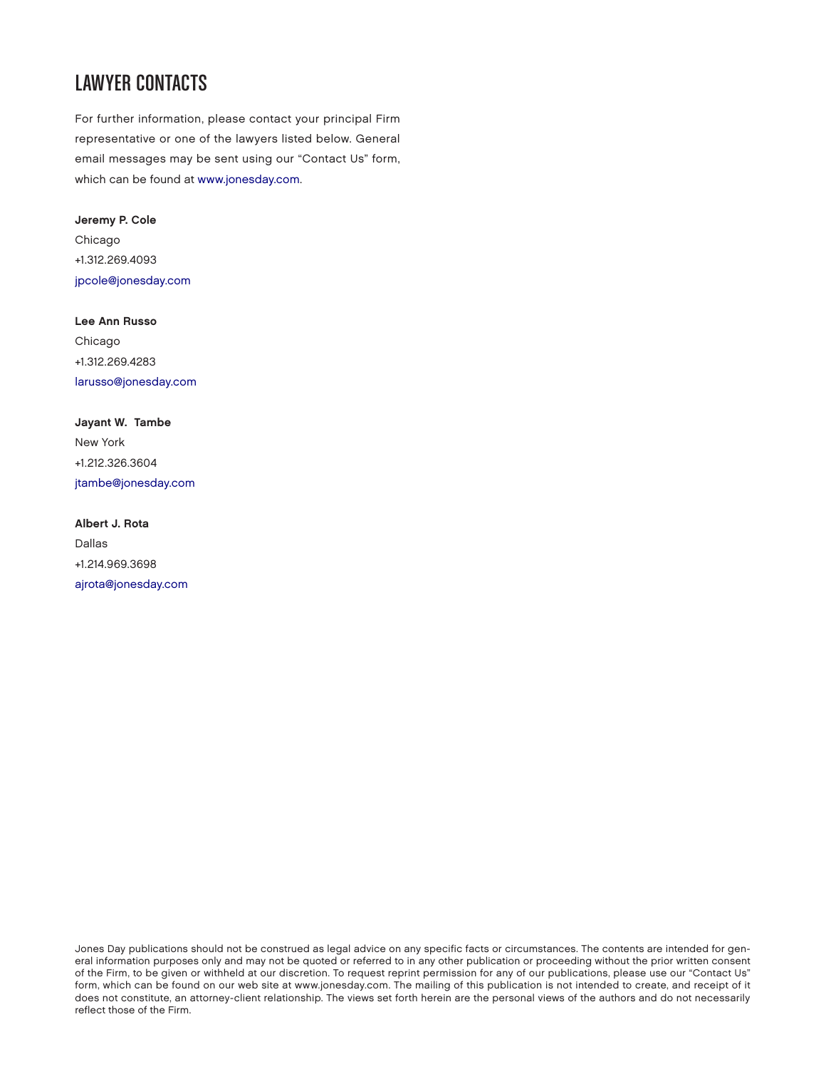## LAWYER CONTACTS

For further information, please contact your principal Firm representative or one of the lawyers listed below. General email messages may be sent using our "Contact Us" form, which can be found at www.jonesday.com.

**Jeremy P. Cole**
Chicago
+1.312.269.4093
jpcole@jonesday.com

**Lee Ann Russo**
Chicago
+1.312.269.4283
larusso@jonesday.com

**Jayant W. Tambe**
New York
+1.212.326.3604
jtambe@jonesday.com

**Albert J. Rota**
Dallas
+1.214.969.3698
ajrota@jonesday.com

Jones Day publications should not be construed as legal advice on any specific facts or circumstances. The contents are intended for general information purposes only and may not be quoted or referred to in any other publication or proceeding without the prior written consent of the Firm, to be given or withheld at our discretion. To request reprint permission for any of our publications, please use our "Contact Us" form, which can be found on our web site at www.jonesday.com. The mailing of this publication is not intended to create, and receipt of it does not constitute, an attorney-client relationship. The views set forth herein are the personal views of the authors and do not necessarily reflect those of the Firm.